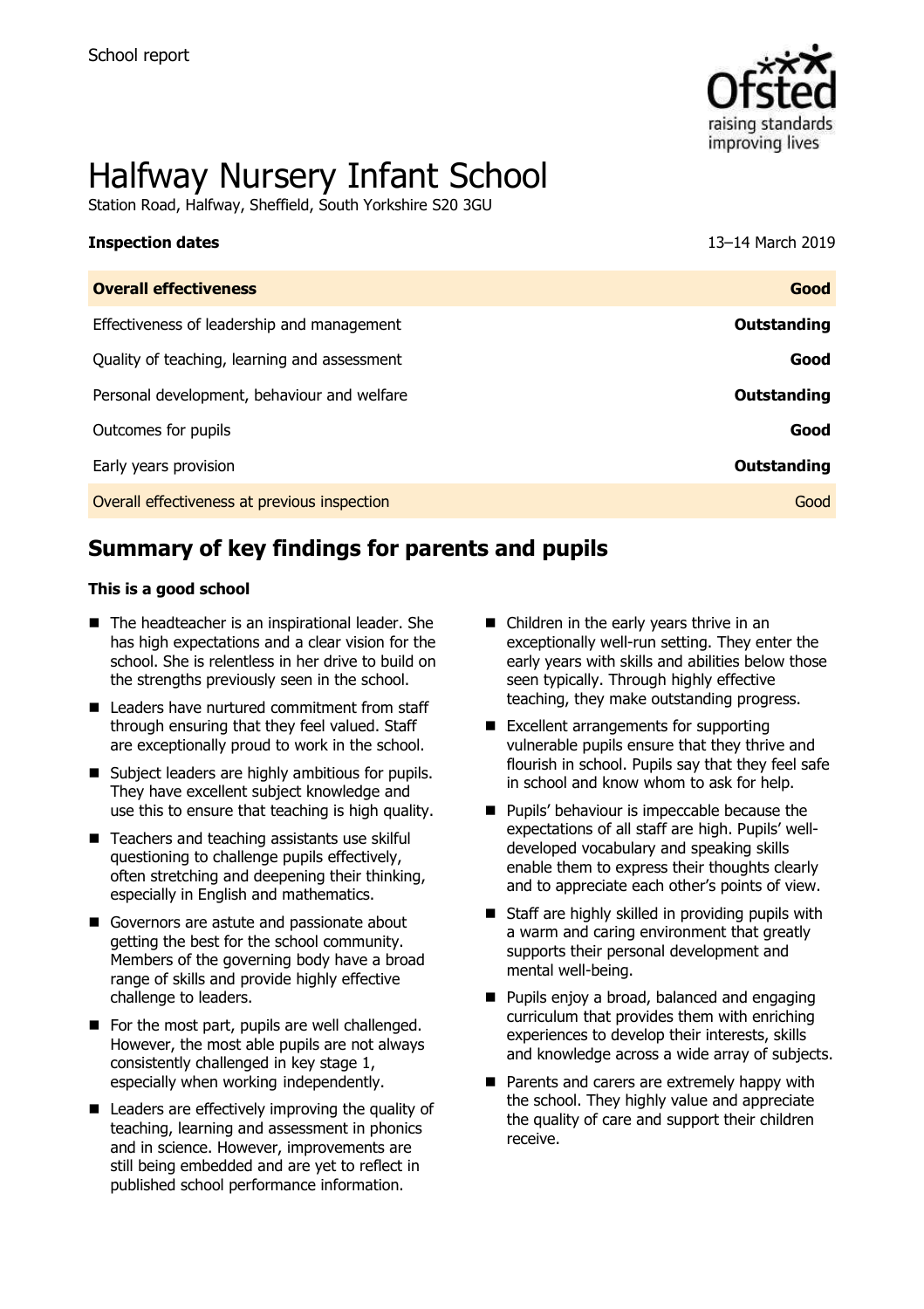School report

# Halfway Nursery Infant School

Station Road, Halfway, Sheffield, South Yorkshire S20 3GU

**Inspection dates** 13–14 March 2019

| **Overall effectiveness** | **Good** |
| --- | --- |
| Effectiveness of leadership and management | **Outstanding** |
| Quality of teaching, learning and assessment | **Good** |
| Personal development, behaviour and welfare | **Outstanding** |
| Outcomes for pupils | **Good** |
| Early years provision | **Outstanding** |
| Overall effectiveness at previous inspection | Good |

## Summary of key findings for parents and pupils

**This is a good school**

- The headteacher is an inspirational leader. She has high expectations and a clear vision for the school. She is relentless in her drive to build on the strengths previously seen in the school.
- Leaders have nurtured commitment from staff through ensuring that they feel valued. Staff are exceptionally proud to work in the school.
- Subject leaders are highly ambitious for pupils. They have excellent subject knowledge and use this to ensure that teaching is high quality.
- Teachers and teaching assistants use skilful questioning to challenge pupils effectively, often stretching and deepening their thinking, especially in English and mathematics.
- Governors are astute and passionate about getting the best for the school community. Members of the governing body have a broad range of skills and provide highly effective challenge to leaders.
- For the most part, pupils are well challenged. However, the most able pupils are not always consistently challenged in key stage 1, especially when working independently.
- Leaders are effectively improving the quality of teaching, learning and assessment in phonics and in science. However, improvements are still being embedded and are yet to reflect in published school performance information.
- Children in the early years thrive in an exceptionally well-run setting. They enter the early years with skills and abilities below those seen typically. Through highly effective teaching, they make outstanding progress.
- Excellent arrangements for supporting vulnerable pupils ensure that they thrive and flourish in school. Pupils say that they feel safe in school and know whom to ask for help.
- Pupils' behaviour is impeccable because the expectations of all staff are high. Pupils' well-developed vocabulary and speaking skills enable them to express their thoughts clearly and to appreciate each other's points of view.
- Staff are highly skilled in providing pupils with a warm and caring environment that greatly supports their personal development and mental well-being.
- Pupils enjoy a broad, balanced and engaging curriculum that provides them with enriching experiences to develop their interests, skills and knowledge across a wide array of subjects.
- Parents and carers are extremely happy with the school. They highly value and appreciate the quality of care and support their children receive.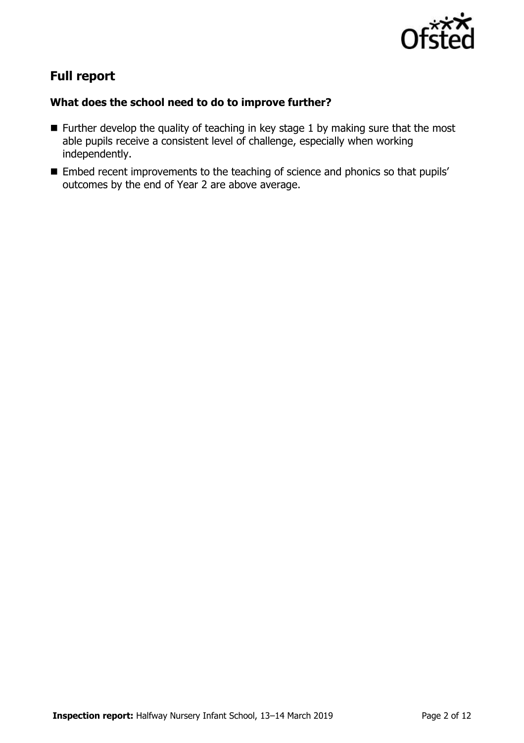## Full report

### What does the school need to do to improve further?

- Further develop the quality of teaching in key stage 1 by making sure that the most able pupils receive a consistent level of challenge, especially when working independently.
- Embed recent improvements to the teaching of science and phonics so that pupils' outcomes by the end of Year 2 are above average.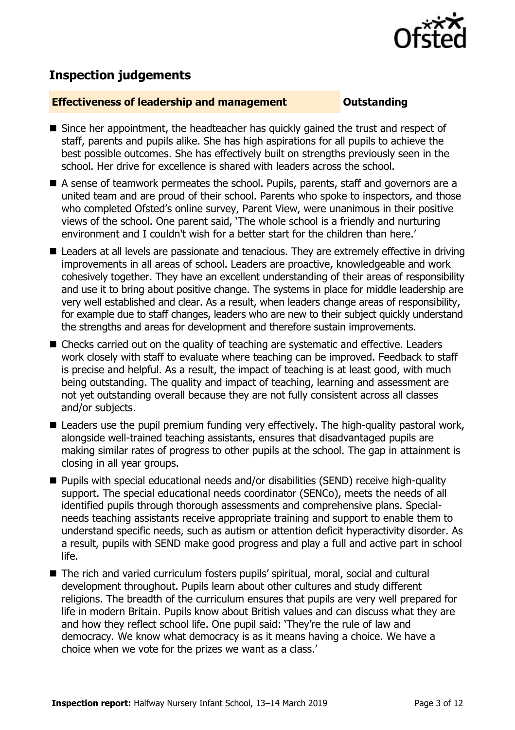## Inspection judgements

**Effectiveness of leadership and management** **Outstanding**

- Since her appointment, the headteacher has quickly gained the trust and respect of staff, parents and pupils alike. She has high aspirations for all pupils to achieve the best possible outcomes. She has effectively built on strengths previously seen in the school. Her drive for excellence is shared with leaders across the school.
- A sense of teamwork permeates the school. Pupils, parents, staff and governors are a united team and are proud of their school. Parents who spoke to inspectors, and those who completed Ofsted's online survey, Parent View, were unanimous in their positive views of the school. One parent said, 'The whole school is a friendly and nurturing environment and I couldn't wish for a better start for the children than here.'
- Leaders at all levels are passionate and tenacious. They are extremely effective in driving improvements in all areas of school. Leaders are proactive, knowledgeable and work cohesively together. They have an excellent understanding of their areas of responsibility and use it to bring about positive change. The systems in place for middle leadership are very well established and clear. As a result, when leaders change areas of responsibility, for example due to staff changes, leaders who are new to their subject quickly understand the strengths and areas for development and therefore sustain improvements.
- Checks carried out on the quality of teaching are systematic and effective. Leaders work closely with staff to evaluate where teaching can be improved. Feedback to staff is precise and helpful. As a result, the impact of teaching is at least good, with much being outstanding. The quality and impact of teaching, learning and assessment are not yet outstanding overall because they are not fully consistent across all classes and/or subjects.
- Leaders use the pupil premium funding very effectively. The high-quality pastoral work, alongside well-trained teaching assistants, ensures that disadvantaged pupils are making similar rates of progress to other pupils at the school. The gap in attainment is closing in all year groups.
- Pupils with special educational needs and/or disabilities (SEND) receive high-quality support. The special educational needs coordinator (SENCo), meets the needs of all identified pupils through thorough assessments and comprehensive plans. Special-needs teaching assistants receive appropriate training and support to enable them to understand specific needs, such as autism or attention deficit hyperactivity disorder. As a result, pupils with SEND make good progress and play a full and active part in school life.
- The rich and varied curriculum fosters pupils' spiritual, moral, social and cultural development throughout. Pupils learn about other cultures and study different religions. The breadth of the curriculum ensures that pupils are very well prepared for life in modern Britain. Pupils know about British values and can discuss what they are and how they reflect school life. One pupil said: 'They're the rule of law and democracy. We know what democracy is as it means having a choice. We have a choice when we vote for the prizes we want as a class.'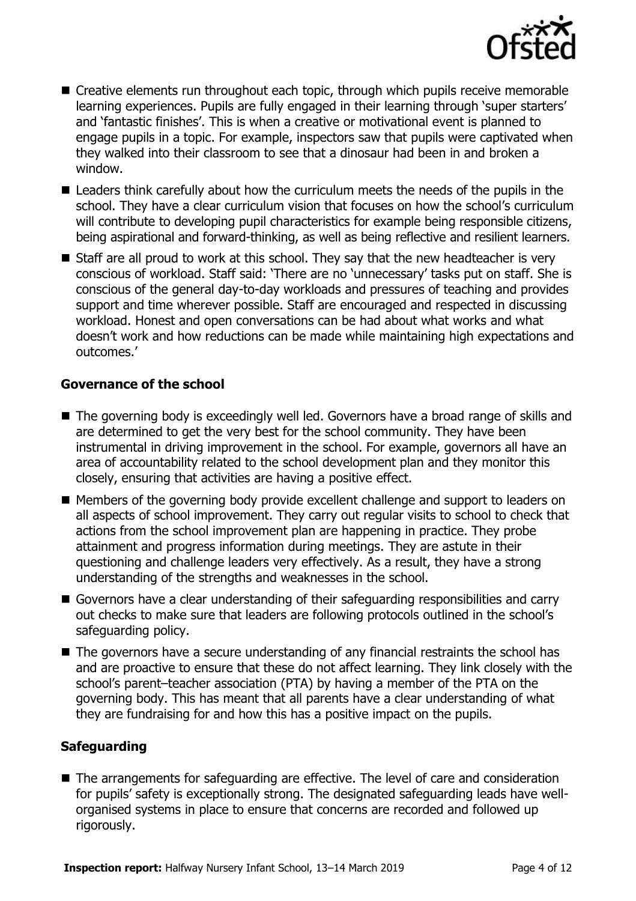- Creative elements run throughout each topic, through which pupils receive memorable learning experiences. Pupils are fully engaged in their learning through 'super starters' and 'fantastic finishes'. This is when a creative or motivational event is planned to engage pupils in a topic. For example, inspectors saw that pupils were captivated when they walked into their classroom to see that a dinosaur had been in and broken a window.
- Leaders think carefully about how the curriculum meets the needs of the pupils in the school. They have a clear curriculum vision that focuses on how the school's curriculum will contribute to developing pupil characteristics for example being responsible citizens, being aspirational and forward-thinking, as well as being reflective and resilient learners.
- Staff are all proud to work at this school. They say that the new headteacher is very conscious of workload. Staff said: 'There are no 'unnecessary' tasks put on staff. She is conscious of the general day-to-day workloads and pressures of teaching and provides support and time wherever possible. Staff are encouraged and respected in discussing workload. Honest and open conversations can be had about what works and what doesn't work and how reductions can be made while maintaining high expectations and outcomes.'

### Governance of the school

- The governing body is exceedingly well led. Governors have a broad range of skills and are determined to get the very best for the school community. They have been instrumental in driving improvement in the school. For example, governors all have an area of accountability related to the school development plan and they monitor this closely, ensuring that activities are having a positive effect.
- Members of the governing body provide excellent challenge and support to leaders on all aspects of school improvement. They carry out regular visits to school to check that actions from the school improvement plan are happening in practice. They probe attainment and progress information during meetings. They are astute in their questioning and challenge leaders very effectively. As a result, they have a strong understanding of the strengths and weaknesses in the school.
- Governors have a clear understanding of their safeguarding responsibilities and carry out checks to make sure that leaders are following protocols outlined in the school's safeguarding policy.
- The governors have a secure understanding of any financial restraints the school has and are proactive to ensure that these do not affect learning. They link closely with the school's parent–teacher association (PTA) by having a member of the PTA on the governing body. This has meant that all parents have a clear understanding of what they are fundraising for and how this has a positive impact on the pupils.

### Safeguarding

- The arrangements for safeguarding are effective. The level of care and consideration for pupils' safety is exceptionally strong. The designated safeguarding leads have well-organised systems in place to ensure that concerns are recorded and followed up rigorously.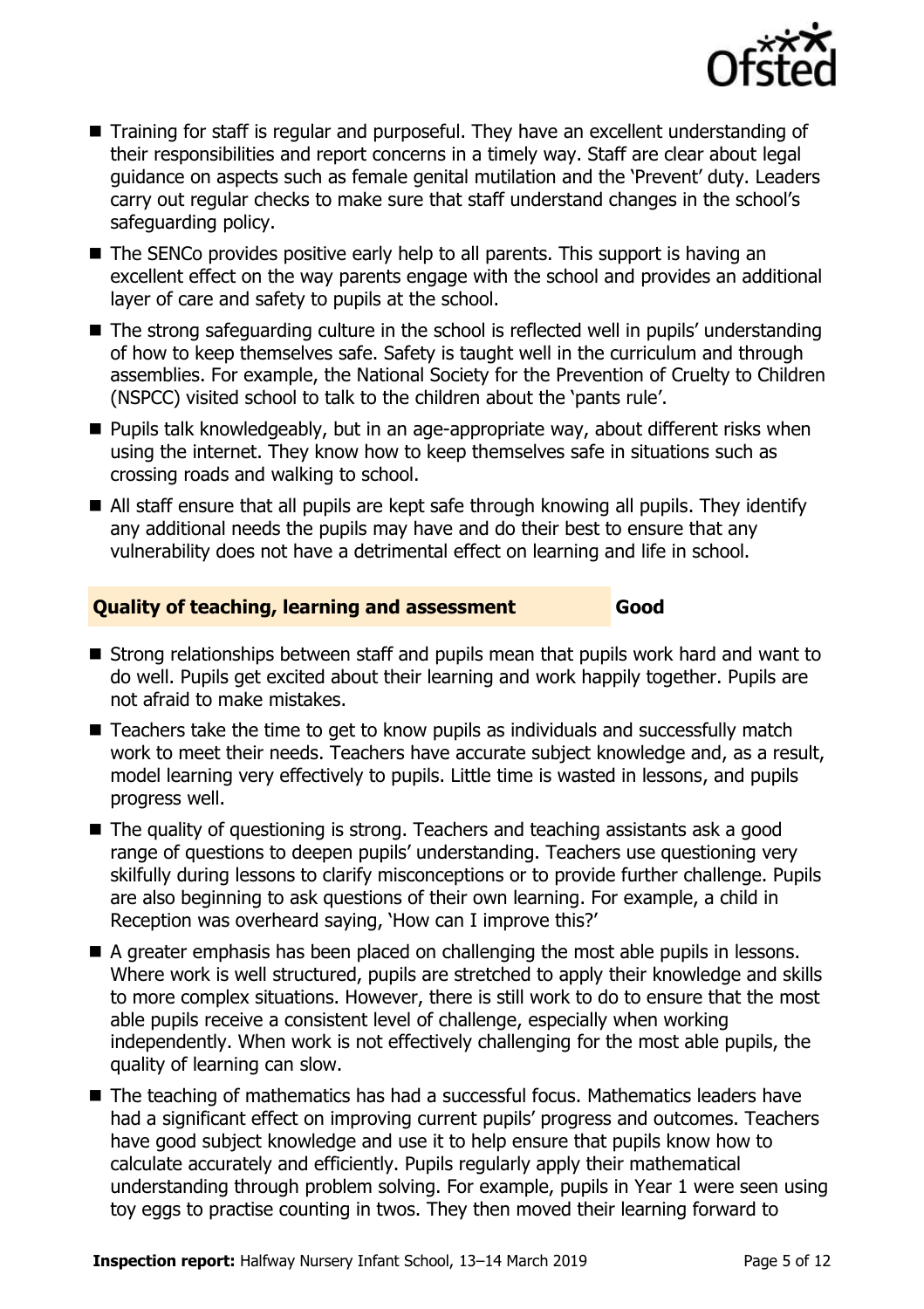- Training for staff is regular and purposeful. They have an excellent understanding of their responsibilities and report concerns in a timely way. Staff are clear about legal guidance on aspects such as female genital mutilation and the 'Prevent' duty. Leaders carry out regular checks to make sure that staff understand changes in the school's safeguarding policy.
- The SENCo provides positive early help to all parents. This support is having an excellent effect on the way parents engage with the school and provides an additional layer of care and safety to pupils at the school.
- The strong safeguarding culture in the school is reflected well in pupils' understanding of how to keep themselves safe. Safety is taught well in the curriculum and through assemblies. For example, the National Society for the Prevention of Cruelty to Children (NSPCC) visited school to talk to the children about the 'pants rule'.
- Pupils talk knowledgeably, but in an age-appropriate way, about different risks when using the internet. They know how to keep themselves safe in situations such as crossing roads and walking to school.
- All staff ensure that all pupils are kept safe through knowing all pupils. They identify any additional needs the pupils may have and do their best to ensure that any vulnerability does not have a detrimental effect on learning and life in school.

## Quality of teaching, learning and assessment — Good

- Strong relationships between staff and pupils mean that pupils work hard and want to do well. Pupils get excited about their learning and work happily together. Pupils are not afraid to make mistakes.
- Teachers take the time to get to know pupils as individuals and successfully match work to meet their needs. Teachers have accurate subject knowledge and, as a result, model learning very effectively to pupils. Little time is wasted in lessons, and pupils progress well.
- The quality of questioning is strong. Teachers and teaching assistants ask a good range of questions to deepen pupils' understanding. Teachers use questioning very skilfully during lessons to clarify misconceptions or to provide further challenge. Pupils are also beginning to ask questions of their own learning. For example, a child in Reception was overheard saying, 'How can I improve this?'
- A greater emphasis has been placed on challenging the most able pupils in lessons. Where work is well structured, pupils are stretched to apply their knowledge and skills to more complex situations. However, there is still work to do to ensure that the most able pupils receive a consistent level of challenge, especially when working independently. When work is not effectively challenging for the most able pupils, the quality of learning can slow.
- The teaching of mathematics has had a successful focus. Mathematics leaders have had a significant effect on improving current pupils' progress and outcomes. Teachers have good subject knowledge and use it to help ensure that pupils know how to calculate accurately and efficiently. Pupils regularly apply their mathematical understanding through problem solving. For example, pupils in Year 1 were seen using toy eggs to practise counting in twos. They then moved their learning forward to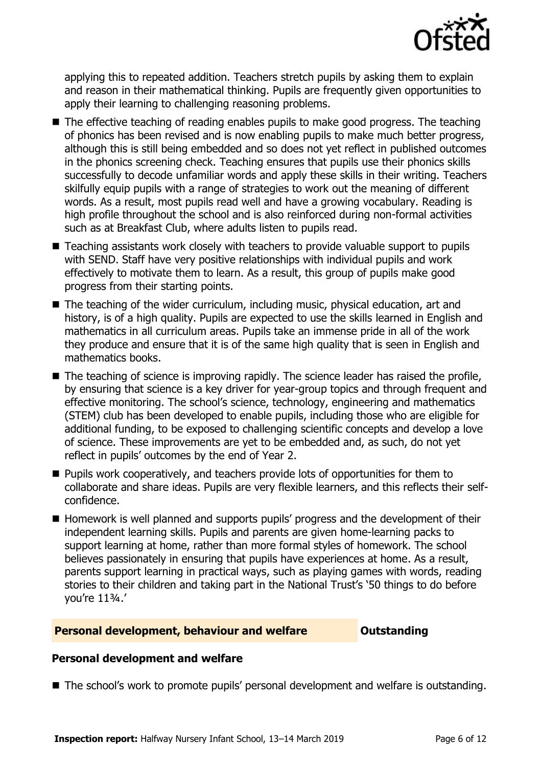applying this to repeated addition. Teachers stretch pupils by asking them to explain and reason in their mathematical thinking. Pupils are frequently given opportunities to apply their learning to challenging reasoning problems.

- The effective teaching of reading enables pupils to make good progress. The teaching of phonics has been revised and is now enabling pupils to make much better progress, although this is still being embedded and so does not yet reflect in published outcomes in the phonics screening check. Teaching ensures that pupils use their phonics skills successfully to decode unfamiliar words and apply these skills in their writing. Teachers skilfully equip pupils with a range of strategies to work out the meaning of different words. As a result, most pupils read well and have a growing vocabulary. Reading is high profile throughout the school and is also reinforced during non-formal activities such as at Breakfast Club, where adults listen to pupils read.
- Teaching assistants work closely with teachers to provide valuable support to pupils with SEND. Staff have very positive relationships with individual pupils and work effectively to motivate them to learn. As a result, this group of pupils make good progress from their starting points.
- The teaching of the wider curriculum, including music, physical education, art and history, is of a high quality. Pupils are expected to use the skills learned in English and mathematics in all curriculum areas. Pupils take an immense pride in all of the work they produce and ensure that it is of the same high quality that is seen in English and mathematics books.
- The teaching of science is improving rapidly. The science leader has raised the profile, by ensuring that science is a key driver for year-group topics and through frequent and effective monitoring. The school's science, technology, engineering and mathematics (STEM) club has been developed to enable pupils, including those who are eligible for additional funding, to be exposed to challenging scientific concepts and develop a love of science. These improvements are yet to be embedded and, as such, do not yet reflect in pupils' outcomes by the end of Year 2.
- Pupils work cooperatively, and teachers provide lots of opportunities for them to collaborate and share ideas. Pupils are very flexible learners, and this reflects their self-confidence.
- Homework is well planned and supports pupils' progress and the development of their independent learning skills. Pupils and parents are given home-learning packs to support learning at home, rather than more formal styles of homework. The school believes passionately in ensuring that pupils have experiences at home. As a result, parents support learning in practical ways, such as playing games with words, reading stories to their children and taking part in the National Trust's '50 things to do before you're 11¾.'

## Personal development, behaviour and welfare — Outstanding

### Personal development and welfare

- The school's work to promote pupils' personal development and welfare is outstanding.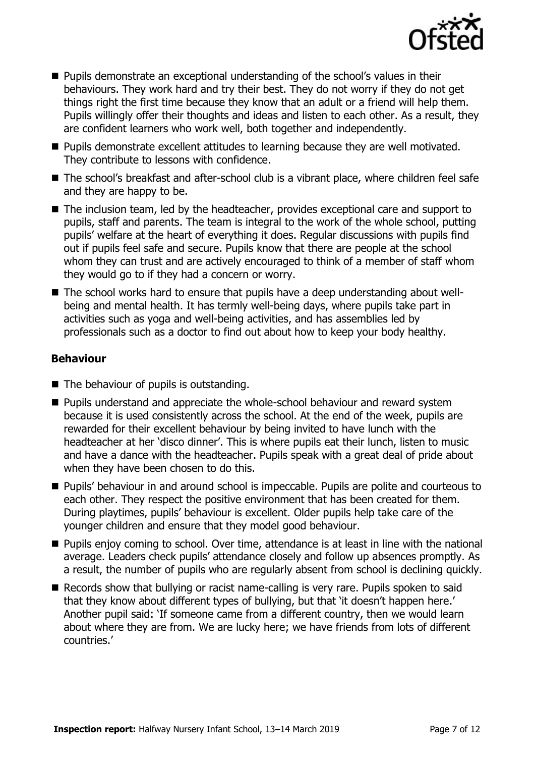- Pupils demonstrate an exceptional understanding of the school's values in their behaviours. They work hard and try their best. They do not worry if they do not get things right the first time because they know that an adult or a friend will help them. Pupils willingly offer their thoughts and ideas and listen to each other. As a result, they are confident learners who work well, both together and independently.
- Pupils demonstrate excellent attitudes to learning because they are well motivated. They contribute to lessons with confidence.
- The school's breakfast and after-school club is a vibrant place, where children feel safe and they are happy to be.
- The inclusion team, led by the headteacher, provides exceptional care and support to pupils, staff and parents. The team is integral to the work of the whole school, putting pupils' welfare at the heart of everything it does. Regular discussions with pupils find out if pupils feel safe and secure. Pupils know that there are people at the school whom they can trust and are actively encouraged to think of a member of staff whom they would go to if they had a concern or worry.
- The school works hard to ensure that pupils have a deep understanding about well-being and mental health. It has termly well-being days, where pupils take part in activities such as yoga and well-being activities, and has assemblies led by professionals such as a doctor to find out about how to keep your body healthy.

### Behaviour

- The behaviour of pupils is outstanding.
- Pupils understand and appreciate the whole-school behaviour and reward system because it is used consistently across the school. At the end of the week, pupils are rewarded for their excellent behaviour by being invited to have lunch with the headteacher at her 'disco dinner'. This is where pupils eat their lunch, listen to music and have a dance with the headteacher. Pupils speak with a great deal of pride about when they have been chosen to do this.
- Pupils' behaviour in and around school is impeccable. Pupils are polite and courteous to each other. They respect the positive environment that has been created for them. During playtimes, pupils' behaviour is excellent. Older pupils help take care of the younger children and ensure that they model good behaviour.
- Pupils enjoy coming to school. Over time, attendance is at least in line with the national average. Leaders check pupils' attendance closely and follow up absences promptly. As a result, the number of pupils who are regularly absent from school is declining quickly.
- Records show that bullying or racist name-calling is very rare. Pupils spoken to said that they know about different types of bullying, but that 'it doesn't happen here.' Another pupil said: 'If someone came from a different country, then we would learn about where they are from. We are lucky here; we have friends from lots of different countries.'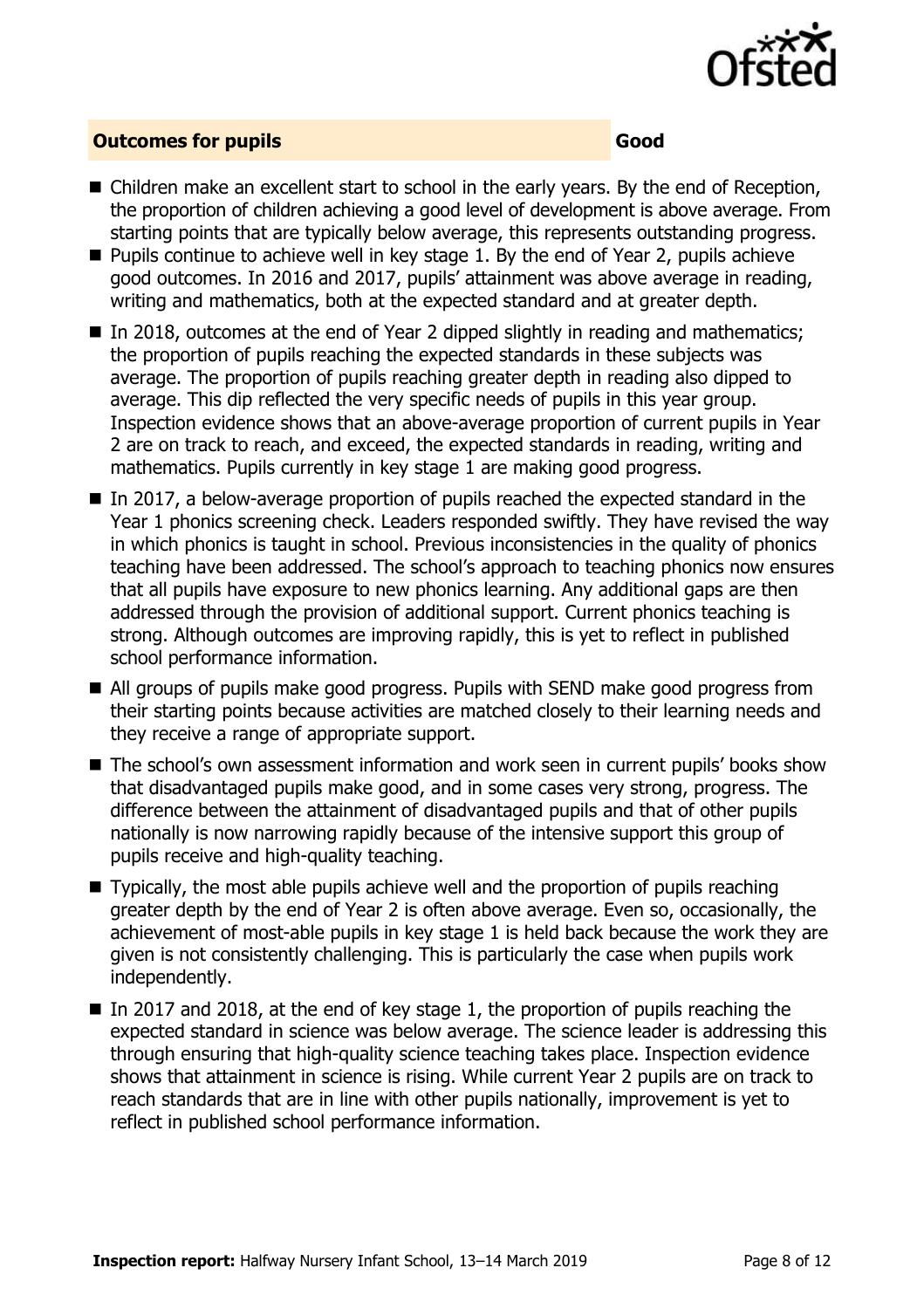## Outcomes for pupils — Good

- Children make an excellent start to school in the early years. By the end of Reception, the proportion of children achieving a good level of development is above average. From starting points that are typically below average, this represents outstanding progress.
- Pupils continue to achieve well in key stage 1. By the end of Year 2, pupils achieve good outcomes. In 2016 and 2017, pupils' attainment was above average in reading, writing and mathematics, both at the expected standard and at greater depth.
- In 2018, outcomes at the end of Year 2 dipped slightly in reading and mathematics; the proportion of pupils reaching the expected standards in these subjects was average. The proportion of pupils reaching greater depth in reading also dipped to average. This dip reflected the very specific needs of pupils in this year group. Inspection evidence shows that an above-average proportion of current pupils in Year 2 are on track to reach, and exceed, the expected standards in reading, writing and mathematics. Pupils currently in key stage 1 are making good progress.
- In 2017, a below-average proportion of pupils reached the expected standard in the Year 1 phonics screening check. Leaders responded swiftly. They have revised the way in which phonics is taught in school. Previous inconsistencies in the quality of phonics teaching have been addressed. The school's approach to teaching phonics now ensures that all pupils have exposure to new phonics learning. Any additional gaps are then addressed through the provision of additional support. Current phonics teaching is strong. Although outcomes are improving rapidly, this is yet to reflect in published school performance information.
- All groups of pupils make good progress. Pupils with SEND make good progress from their starting points because activities are matched closely to their learning needs and they receive a range of appropriate support.
- The school's own assessment information and work seen in current pupils' books show that disadvantaged pupils make good, and in some cases very strong, progress. The difference between the attainment of disadvantaged pupils and that of other pupils nationally is now narrowing rapidly because of the intensive support this group of pupils receive and high-quality teaching.
- Typically, the most able pupils achieve well and the proportion of pupils reaching greater depth by the end of Year 2 is often above average. Even so, occasionally, the achievement of most-able pupils in key stage 1 is held back because the work they are given is not consistently challenging. This is particularly the case when pupils work independently.
- In 2017 and 2018, at the end of key stage 1, the proportion of pupils reaching the expected standard in science was below average. The science leader is addressing this through ensuring that high-quality science teaching takes place. Inspection evidence shows that attainment in science is rising. While current Year 2 pupils are on track to reach standards that are in line with other pupils nationally, improvement is yet to reflect in published school performance information.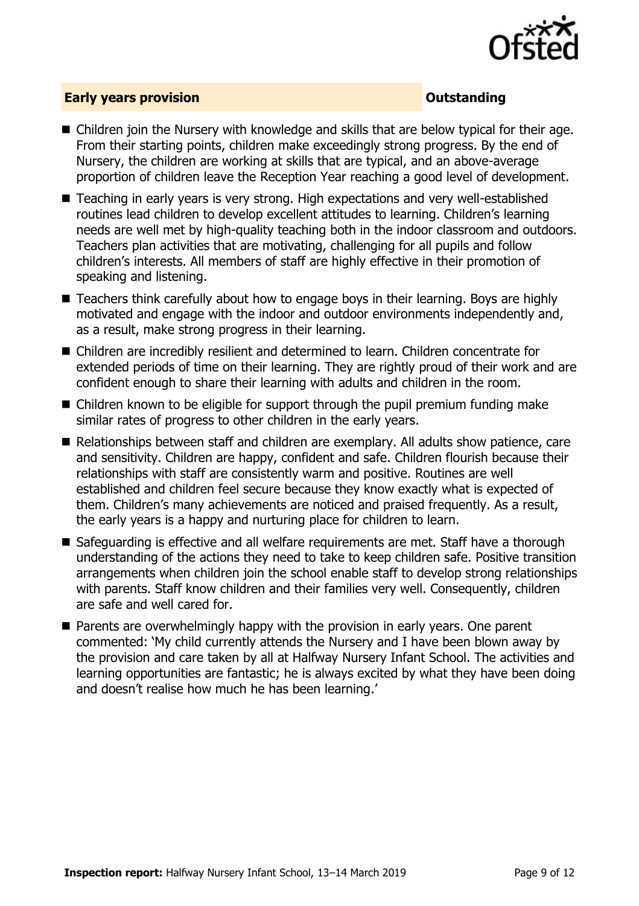## Early years provision — Outstanding

- Children join the Nursery with knowledge and skills that are below typical for their age. From their starting points, children make exceedingly strong progress. By the end of Nursery, the children are working at skills that are typical, and an above-average proportion of children leave the Reception Year reaching a good level of development.
- Teaching in early years is very strong. High expectations and very well-established routines lead children to develop excellent attitudes to learning. Children's learning needs are well met by high-quality teaching both in the indoor classroom and outdoors. Teachers plan activities that are motivating, challenging for all pupils and follow children's interests. All members of staff are highly effective in their promotion of speaking and listening.
- Teachers think carefully about how to engage boys in their learning. Boys are highly motivated and engage with the indoor and outdoor environments independently and, as a result, make strong progress in their learning.
- Children are incredibly resilient and determined to learn. Children concentrate for extended periods of time on their learning. They are rightly proud of their work and are confident enough to share their learning with adults and children in the room.
- Children known to be eligible for support through the pupil premium funding make similar rates of progress to other children in the early years.
- Relationships between staff and children are exemplary. All adults show patience, care and sensitivity. Children are happy, confident and safe. Children flourish because their relationships with staff are consistently warm and positive. Routines are well established and children feel secure because they know exactly what is expected of them. Children's many achievements are noticed and praised frequently. As a result, the early years is a happy and nurturing place for children to learn.
- Safeguarding is effective and all welfare requirements are met. Staff have a thorough understanding of the actions they need to take to keep children safe. Positive transition arrangements when children join the school enable staff to develop strong relationships with parents. Staff know children and their families very well. Consequently, children are safe and well cared for.
- Parents are overwhelmingly happy with the provision in early years. One parent commented: 'My child currently attends the Nursery and I have been blown away by the provision and care taken by all at Halfway Nursery Infant School. The activities and learning opportunities are fantastic; he is always excited by what they have been doing and doesn't realise how much he has been learning.'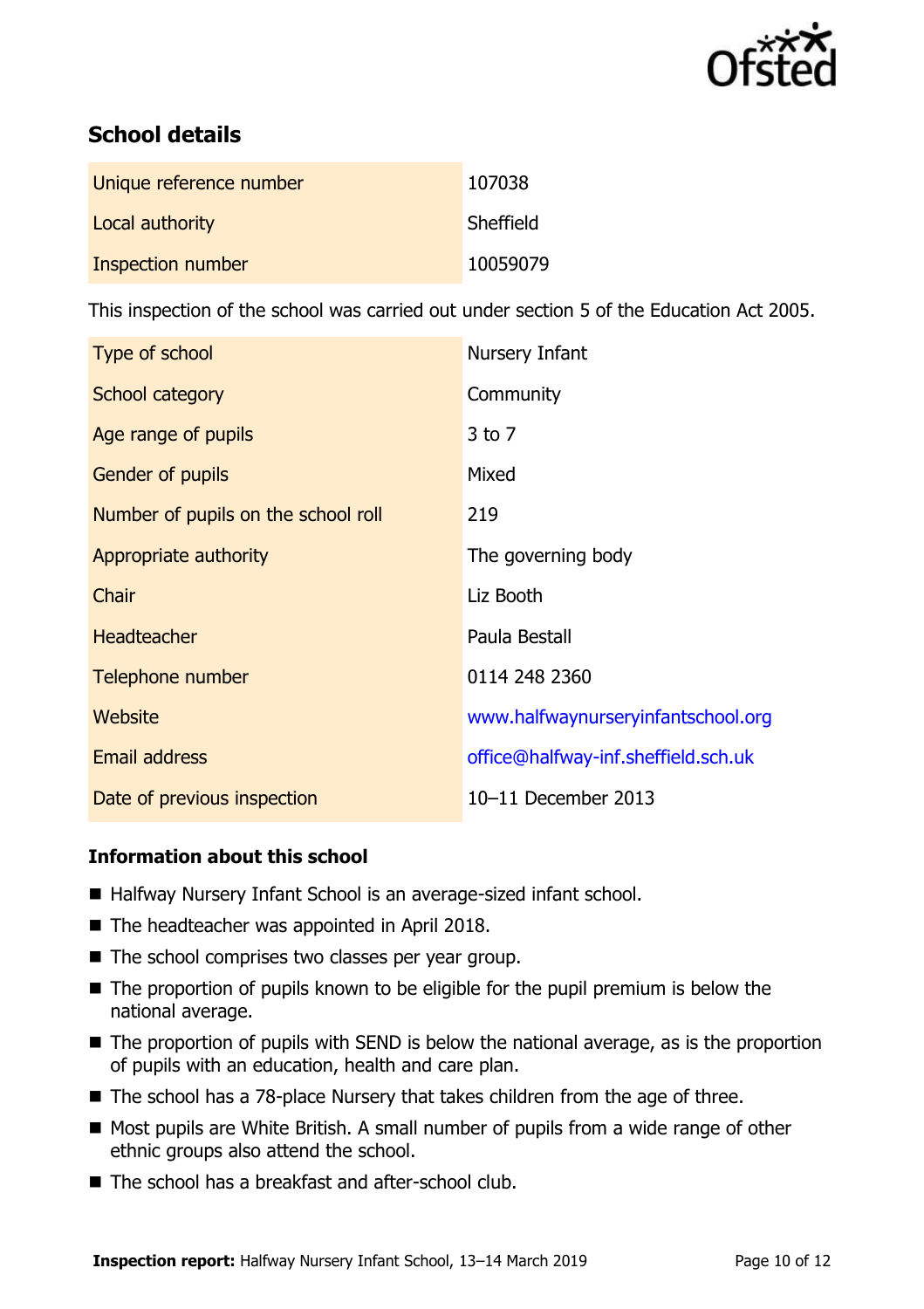## School details

| | |
|---|---|
| Unique reference number | 107038 |
| Local authority | Sheffield |
| Inspection number | 10059079 |

This inspection of the school was carried out under section 5 of the Education Act 2005.

| | |
|---|---|
| Type of school | Nursery Infant |
| School category | Community |
| Age range of pupils | 3 to 7 |
| Gender of pupils | Mixed |
| Number of pupils on the school roll | 219 |
| Appropriate authority | The governing body |
| Chair | Liz Booth |
| Headteacher | Paula Bestall |
| Telephone number | 0114 248 2360 |
| Website | www.halfwaynurseryinfantschool.org |
| Email address | office@halfway-inf.sheffield.sch.uk |
| Date of previous inspection | 10–11 December 2013 |

### Information about this school

- Halfway Nursery Infant School is an average-sized infant school.
- The headteacher was appointed in April 2018.
- The school comprises two classes per year group.
- The proportion of pupils known to be eligible for the pupil premium is below the national average.
- The proportion of pupils with SEND is below the national average, as is the proportion of pupils with an education, health and care plan.
- The school has a 78-place Nursery that takes children from the age of three.
- Most pupils are White British. A small number of pupils from a wide range of other ethnic groups also attend the school.
- The school has a breakfast and after-school club.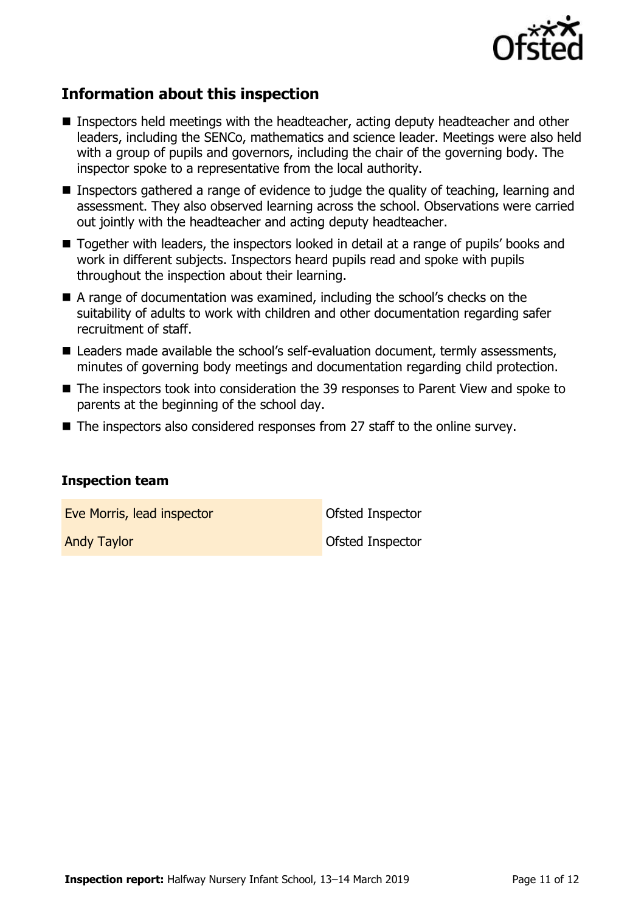## Information about this inspection

- Inspectors held meetings with the headteacher, acting deputy headteacher and other leaders, including the SENCo, mathematics and science leader. Meetings were also held with a group of pupils and governors, including the chair of the governing body. The inspector spoke to a representative from the local authority.
- Inspectors gathered a range of evidence to judge the quality of teaching, learning and assessment. They also observed learning across the school. Observations were carried out jointly with the headteacher and acting deputy headteacher.
- Together with leaders, the inspectors looked in detail at a range of pupils' books and work in different subjects. Inspectors heard pupils read and spoke with pupils throughout the inspection about their learning.
- A range of documentation was examined, including the school's checks on the suitability of adults to work with children and other documentation regarding safer recruitment of staff.
- Leaders made available the school's self-evaluation document, termly assessments, minutes of governing body meetings and documentation regarding child protection.
- The inspectors took into consideration the 39 responses to Parent View and spoke to parents at the beginning of the school day.
- The inspectors also considered responses from 27 staff to the online survey.

### Inspection team

| | |
|---|---|
| Eve Morris, lead inspector | Ofsted Inspector |
| Andy Taylor | Ofsted Inspector |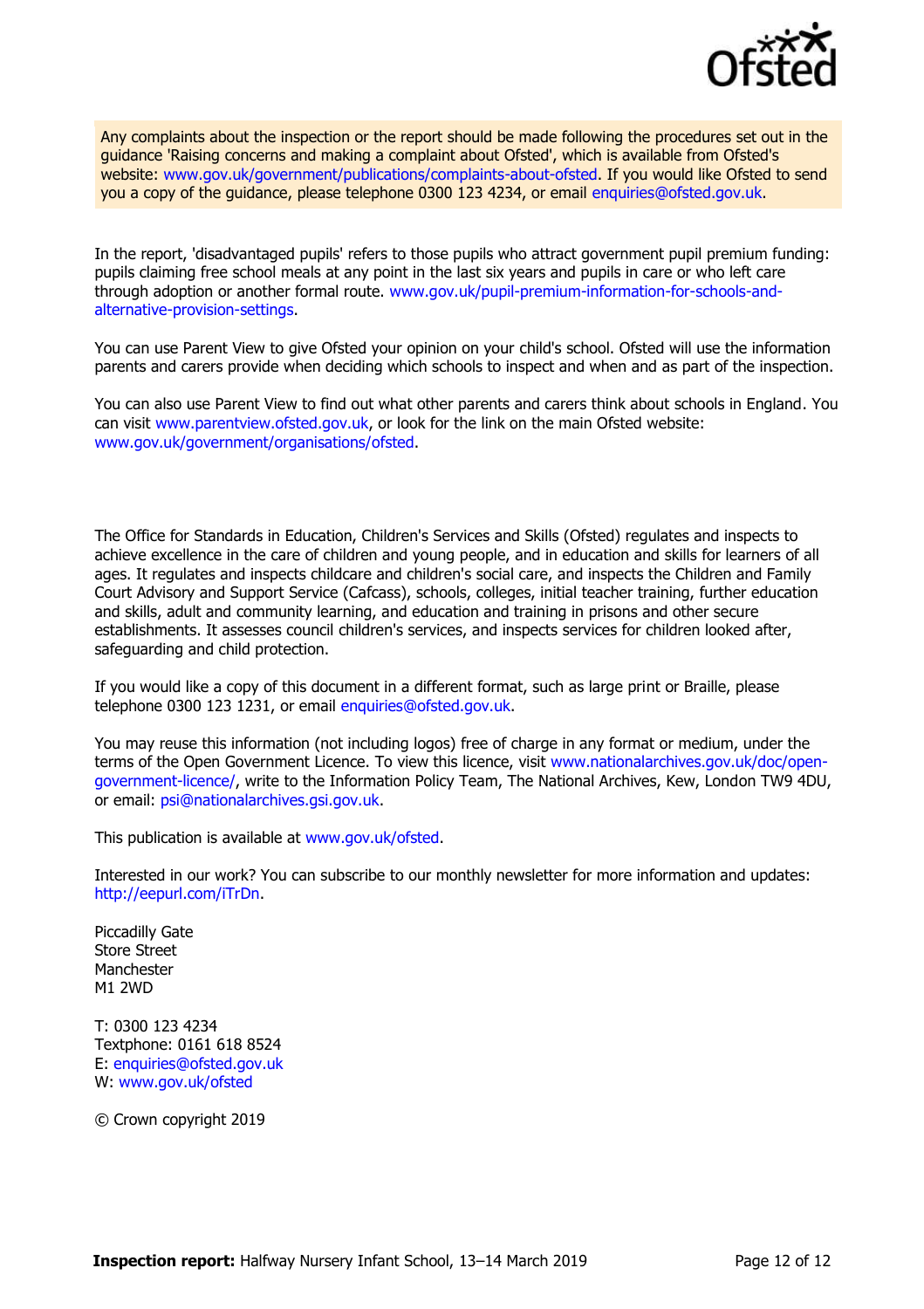Any complaints about the inspection or the report should be made following the procedures set out in the guidance 'Raising concerns and making a complaint about Ofsted', which is available from Ofsted's website: www.gov.uk/government/publications/complaints-about-ofsted. If you would like Ofsted to send you a copy of the guidance, please telephone 0300 123 4234, or email enquiries@ofsted.gov.uk.

In the report, 'disadvantaged pupils' refers to those pupils who attract government pupil premium funding: pupils claiming free school meals at any point in the last six years and pupils in care or who left care through adoption or another formal route. www.gov.uk/pupil-premium-information-for-schools-and-alternative-provision-settings.

You can use Parent View to give Ofsted your opinion on your child's school. Ofsted will use the information parents and carers provide when deciding which schools to inspect and when and as part of the inspection.

You can also use Parent View to find out what other parents and carers think about schools in England. You can visit www.parentview.ofsted.gov.uk, or look for the link on the main Ofsted website: www.gov.uk/government/organisations/ofsted.

The Office for Standards in Education, Children's Services and Skills (Ofsted) regulates and inspects to achieve excellence in the care of children and young people, and in education and skills for learners of all ages. It regulates and inspects childcare and children's social care, and inspects the Children and Family Court Advisory and Support Service (Cafcass), schools, colleges, initial teacher training, further education and skills, adult and community learning, and education and training in prisons and other secure establishments. It assesses council children's services, and inspects services for children looked after, safeguarding and child protection.

If you would like a copy of this document in a different format, such as large print or Braille, please telephone 0300 123 1231, or email enquiries@ofsted.gov.uk.

You may reuse this information (not including logos) free of charge in any format or medium, under the terms of the Open Government Licence. To view this licence, visit www.nationalarchives.gov.uk/doc/open-government-licence/, write to the Information Policy Team, The National Archives, Kew, London TW9 4DU, or email: psi@nationalarchives.gsi.gov.uk.

This publication is available at www.gov.uk/ofsted.

Interested in our work? You can subscribe to our monthly newsletter for more information and updates: http://eepurl.com/iTrDn.

Piccadilly Gate
Store Street
Manchester
M1 2WD

T: 0300 123 4234
Textphone: 0161 618 8524
E: enquiries@ofsted.gov.uk
W: www.gov.uk/ofsted

© Crown copyright 2019